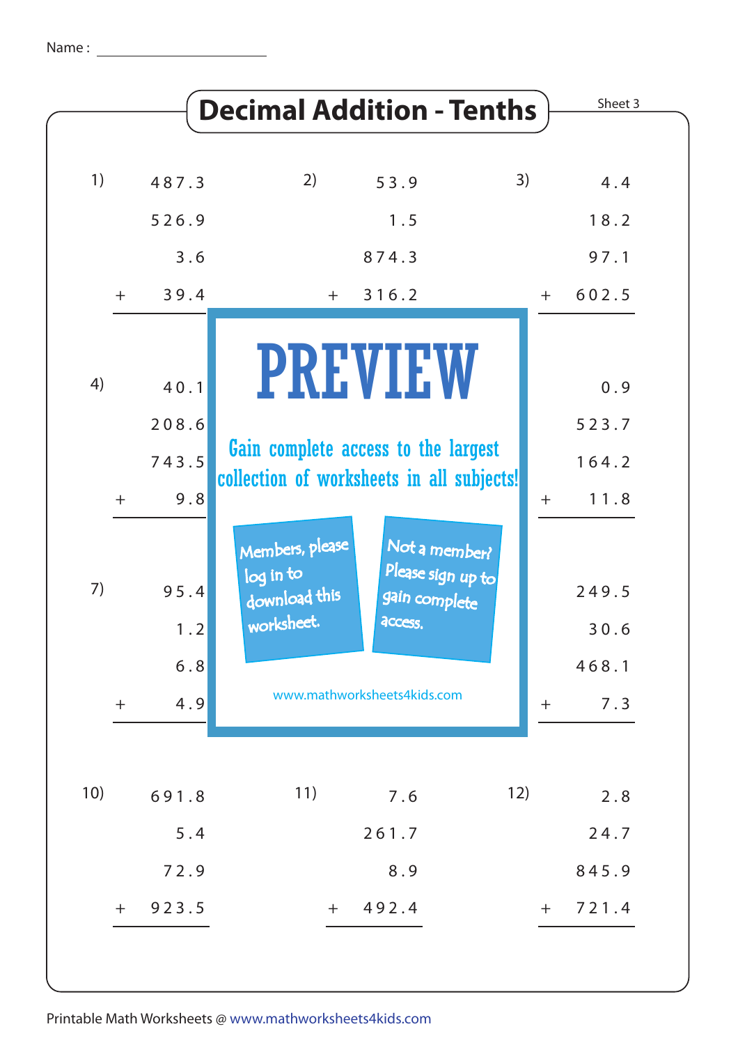Name : ____________________

# Decimal Addition - Tenths

Sheet 3

1)
```
    487.3
    526.9
      3.6
+    39.4
```

2)
```
     53.9
      1.5
    874.3
+   316.2
```

3)
```
      4.4
     18.2
     97.1
+   602.5
```

4)
```
     40.1
    208.6
    743.5
+     9.8
```

6)
```
      0.9
    523.7
    164.2
+    11.8
```

7)
```
     95.4
      1.2
      6.8
+     4.9
```

9)
```
    249.5
     30.6
    468.1
+     7.3
```

PREVIEW

Gain complete access to the largest collection of worksheets in all subjects!

Members, please log in to download this worksheet.

Not a member? Please sign up to gain complete access.

www.mathworksheets4kids.com

10)
```
    691.8
      5.4
     72.9
+   923.5
```

11)
```
      7.6
    261.7
      8.9
+   492.4
```

12)
```
      2.8
     24.7
    845.9
+   721.4
```

Printable Math Worksheets @ www.mathworksheets4kids.com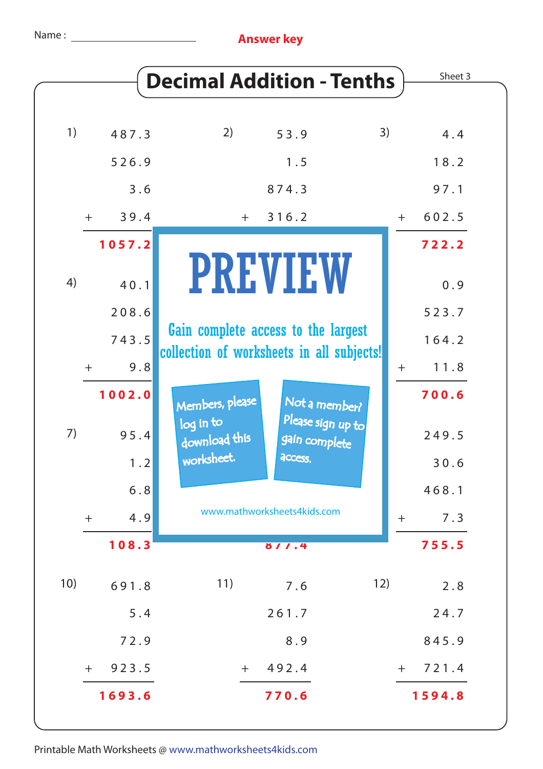Name : ____________________

**Answer key**

# Decimal Addition - Tenths

Sheet 3

1)
```
     487.3
     526.9
       3.6
  +   39.4
  --------
    1057.2
```

2)
```
      53.9
       1.5
     874.3
  +  316.2
```

3)
```
       4.4
      18.2
      97.1
  +  602.5
  --------
     722.2
```

4)
```
      40.1
     208.6
     743.5
  +    9.8
  --------
    1002.0
```

6)
```
       0.9
     523.7
     164.2
  +   11.8
  --------
     700.6
```

7)
```
      95.4
       1.2
       6.8
  +    4.9
  --------
     108.3
```

8)
```
     877.4
```

9)
```
     249.5
      30.6
     468.1
  +    7.3
  --------
     755.5
```

10)
```
     691.8
       5.4
      72.9
  +  923.5
  --------
    1693.6
```

11)
```
       7.6
     261.7
       8.9
  +  492.4
  --------
     770.6
```

12)
```
       2.8
      24.7
     845.9
  +  721.4
  --------
    1594.8
```

PREVIEW

Gain complete access to the largest collection of worksheets in all subjects!

Members, please log in to download this worksheet.

Not a member? Please sign up to gain complete access.

www.mathworksheets4kids.com

Printable Math Worksheets @ www.mathworksheets4kids.com